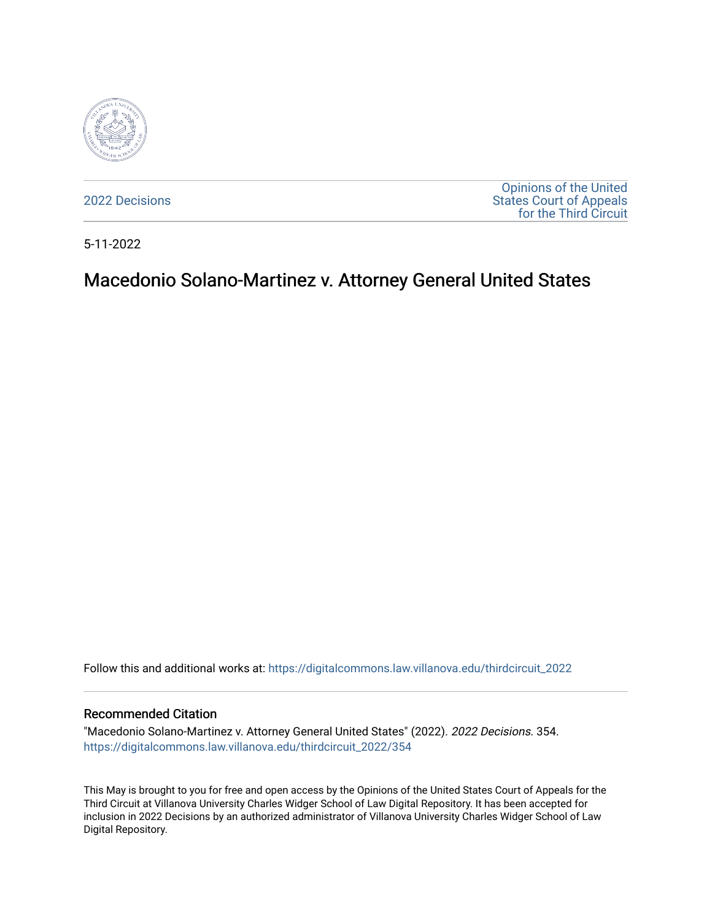2022 Decisions

Opinions of the United States Court of Appeals for the Third Circuit

5-11-2022

# Macedonio Solano-Martinez v. Attorney General United States

Follow this and additional works at: https://digitalcommons.law.villanova.edu/thirdcircuit_2022

## Recommended Citation

"Macedonio Solano-Martinez v. Attorney General United States" (2022). *2022 Decisions*. 354.
https://digitalcommons.law.villanova.edu/thirdcircuit_2022/354

This May is brought to you for free and open access by the Opinions of the United States Court of Appeals for the Third Circuit at Villanova University Charles Widger School of Law Digital Repository. It has been accepted for inclusion in 2022 Decisions by an authorized administrator of Villanova University Charles Widger School of Law Digital Repository.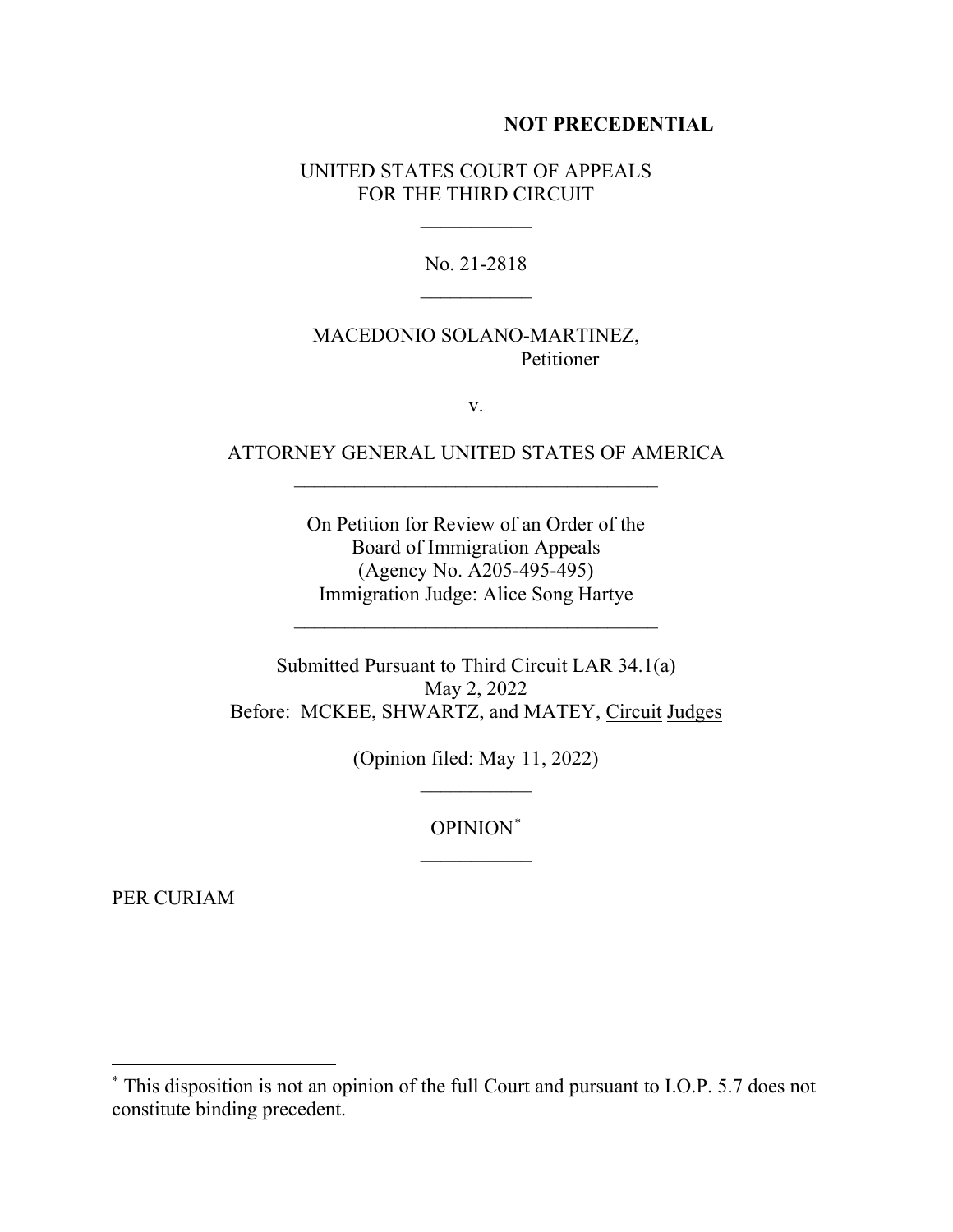**NOT PRECEDENTIAL**

UNITED STATES COURT OF APPEALS
FOR THE THIRD CIRCUIT

\_\_\_\_\_\_\_\_\_\_\_

No. 21-2818

\_\_\_\_\_\_\_\_\_\_\_

MACEDONIO SOLANO-MARTINEZ,
Petitioner

v.

ATTORNEY GENERAL UNITED STATES OF AMERICA

\_\_\_\_\_\_\_\_\_\_\_\_\_\_\_\_\_\_\_\_\_\_\_\_\_\_\_\_\_\_\_\_\_\_\_\_

On Petition for Review of an Order of the
Board of Immigration Appeals
(Agency No. A205-495-495)
Immigration Judge: Alice Song Hartye

\_\_\_\_\_\_\_\_\_\_\_\_\_\_\_\_\_\_\_\_\_\_\_\_\_\_\_\_\_\_\_\_\_\_\_\_

Submitted Pursuant to Third Circuit LAR 34.1(a)
May 2, 2022
Before: MCKEE, SHWARTZ, and MATEY, Circuit Judges

(Opinion filed: May 11, 2022)

\_\_\_\_\_\_\_\_\_\_\_

OPINION[*]

\_\_\_\_\_\_\_\_\_\_\_

PER CURIAM

---

[*] This disposition is not an opinion of the full Court and pursuant to I.O.P. 5.7 does not constitute binding precedent.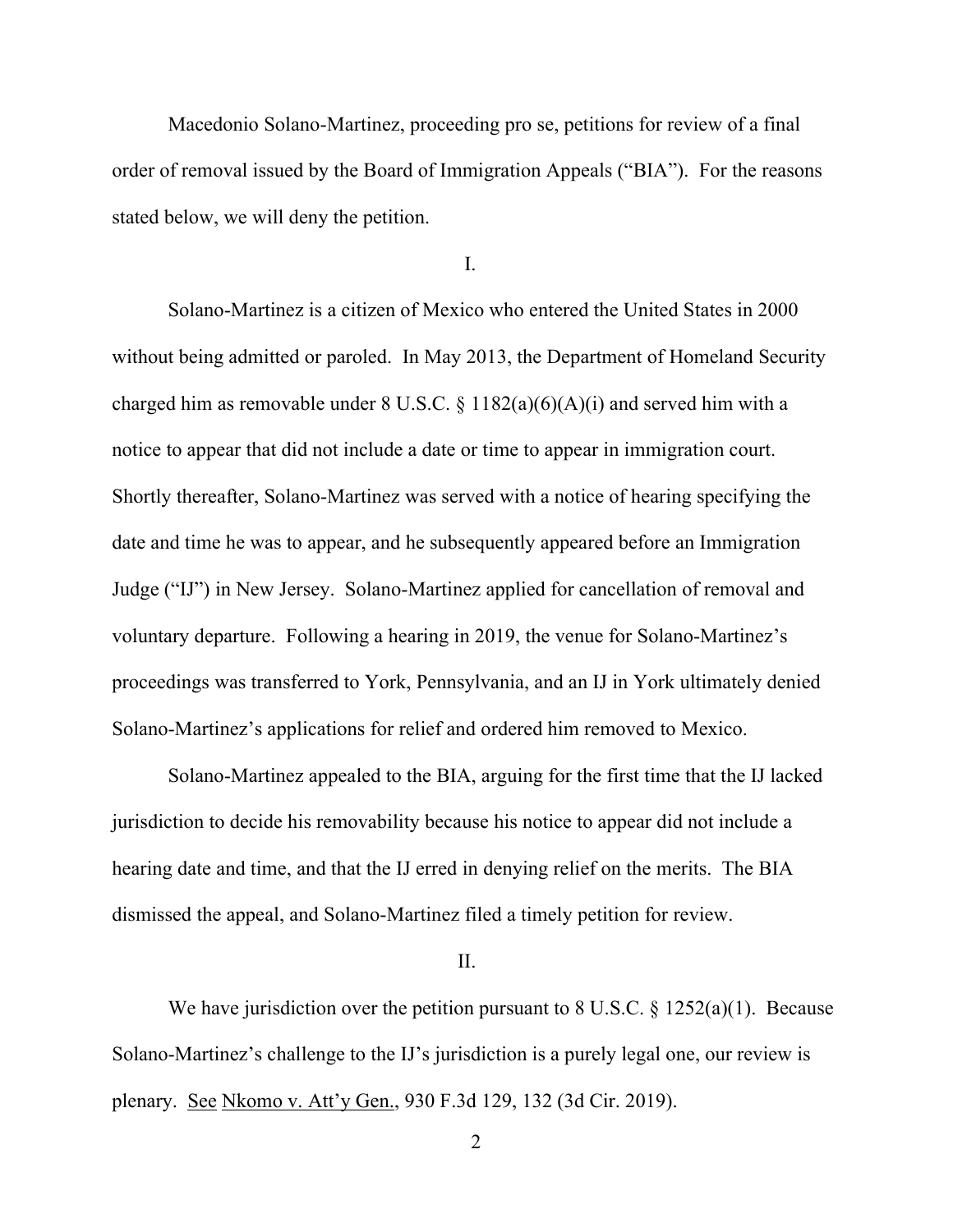Macedonio Solano-Martinez, proceeding pro se, petitions for review of a final order of removal issued by the Board of Immigration Appeals ("BIA"). For the reasons stated below, we will deny the petition.

## I.

Solano-Martinez is a citizen of Mexico who entered the United States in 2000 without being admitted or paroled. In May 2013, the Department of Homeland Security charged him as removable under 8 U.S.C. § 1182(a)(6)(A)(i) and served him with a notice to appear that did not include a date or time to appear in immigration court. Shortly thereafter, Solano-Martinez was served with a notice of hearing specifying the date and time he was to appear, and he subsequently appeared before an Immigration Judge ("IJ") in New Jersey. Solano-Martinez applied for cancellation of removal and voluntary departure. Following a hearing in 2019, the venue for Solano-Martinez's proceedings was transferred to York, Pennsylvania, and an IJ in York ultimately denied Solano-Martinez's applications for relief and ordered him removed to Mexico.

Solano-Martinez appealed to the BIA, arguing for the first time that the IJ lacked jurisdiction to decide his removability because his notice to appear did not include a hearing date and time, and that the IJ erred in denying relief on the merits. The BIA dismissed the appeal, and Solano-Martinez filed a timely petition for review.

## II.

We have jurisdiction over the petition pursuant to 8 U.S.C. § 1252(a)(1). Because Solano-Martinez's challenge to the IJ's jurisdiction is a purely legal one, our review is plenary. See Nkomo v. Att'y Gen., 930 F.3d 129, 132 (3d Cir. 2019).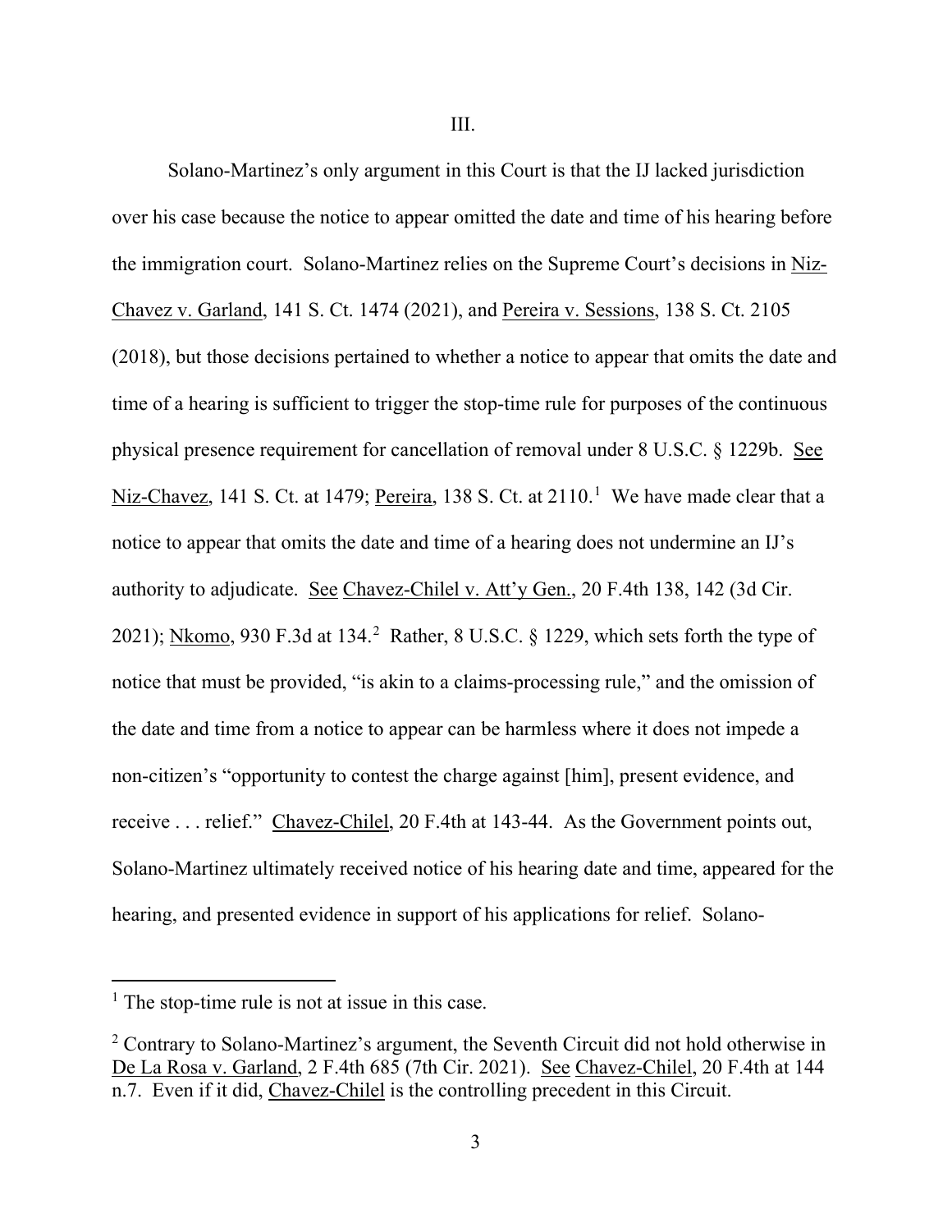III.

Solano-Martinez's only argument in this Court is that the IJ lacked jurisdiction over his case because the notice to appear omitted the date and time of his hearing before the immigration court. Solano-Martinez relies on the Supreme Court's decisions in Niz-Chavez v. Garland, 141 S. Ct. 1474 (2021), and Pereira v. Sessions, 138 S. Ct. 2105 (2018), but those decisions pertained to whether a notice to appear that omits the date and time of a hearing is sufficient to trigger the stop-time rule for purposes of the continuous physical presence requirement for cancellation of removal under 8 U.S.C. § 1229b. See Niz-Chavez, 141 S. Ct. at 1479; Pereira, 138 S. Ct. at 2110.[1] We have made clear that a notice to appear that omits the date and time of a hearing does not undermine an IJ's authority to adjudicate. See Chavez-Chilel v. Att'y Gen., 20 F.4th 138, 142 (3d Cir. 2021); Nkomo, 930 F.3d at 134.[2] Rather, 8 U.S.C. § 1229, which sets forth the type of notice that must be provided, "is akin to a claims-processing rule," and the omission of the date and time from a notice to appear can be harmless where it does not impede a non-citizen's "opportunity to contest the charge against [him], present evidence, and receive . . . relief." Chavez-Chilel, 20 F.4th at 143-44. As the Government points out, Solano-Martinez ultimately received notice of his hearing date and time, appeared for the hearing, and presented evidence in support of his applications for relief. Solano-

[1] The stop-time rule is not at issue in this case.

[2] Contrary to Solano-Martinez's argument, the Seventh Circuit did not hold otherwise in De La Rosa v. Garland, 2 F.4th 685 (7th Cir. 2021). See Chavez-Chilel, 20 F.4th at 144 n.7. Even if it did, Chavez-Chilel is the controlling precedent in this Circuit.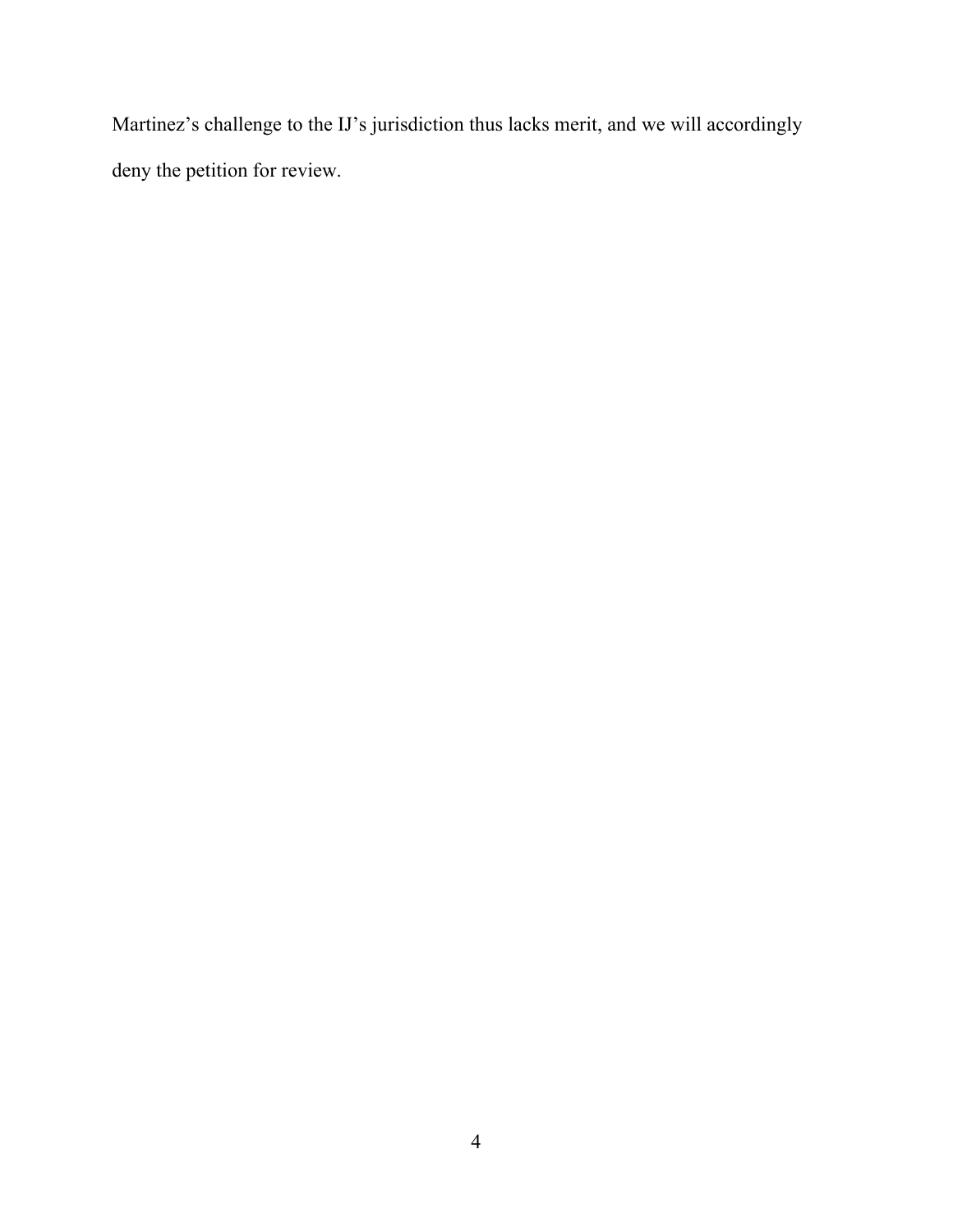Martinez’s challenge to the IJ’s jurisdiction thus lacks merit, and we will accordingly deny the petition for review.